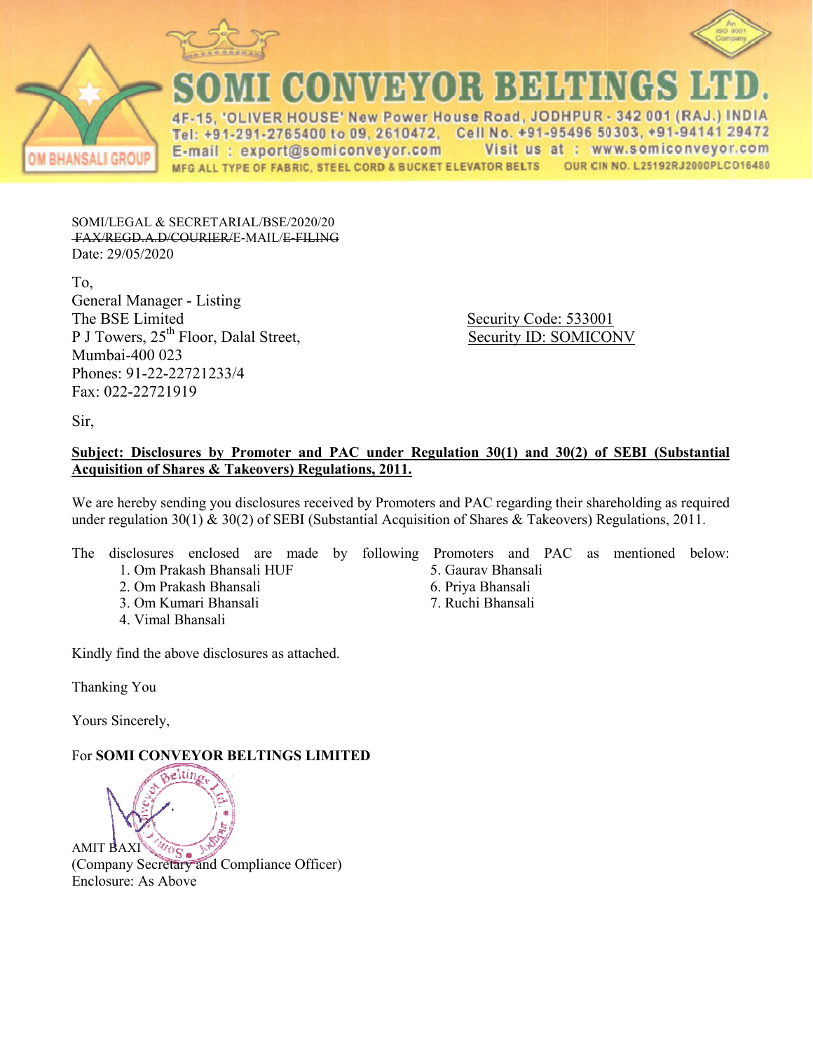# SOMI CONVEYOR BELTINGS LTD.

4F-15, 'OLIVER HOUSE' New Power House Road, JODHPUR - 342 001 (RAJ.) INDIA
Tel: +91-291-2765400 to 09, 2610472, Cell No. +91-95496 50303, +91-94141 29472
E-mail : export@somiconveyor.com Visit us at : www.somiconveyor.com
MFG ALL TYPE OF FABRIC, STEEL CORD & BUCKET ELEVATOR BELTS OUR CIN NO. L25192RJ2000PLC016480

OM BHANSALI GROUP

SOMI/LEGAL & SECRETARIAL/BSE/2020/20
~~FAX/REGD.A.D/COURIER/~~E-MAIL/~~E-FILING~~
Date: 29/05/2020

To,
General Manager - Listing
The BSE Limited
P J Towers, 25th Floor, Dalal Street,
Mumbai-400 023
Phones: 91-22-22721233/4
Fax: 022-22721919

Security Code: 533001
Security ID: SOMICONV

Sir,

**Subject: Disclosures by Promoter and PAC under Regulation 30(1) and 30(2) of SEBI (Substantial Acquisition of Shares & Takeovers) Regulations, 2011.**

We are hereby sending you disclosures received by Promoters and PAC regarding their shareholding as required under regulation 30(1) & 30(2) of SEBI (Substantial Acquisition of Shares & Takeovers) Regulations, 2011.

The disclosures enclosed are made by following Promoters and PAC as mentioned below:

1. Om Prakash Bhansali HUF
2. Om Prakash Bhansali
3. Om Kumari Bhansali
4. Vimal Bhansali
5. Gaurav Bhansali
6. Priya Bhansali
7. Ruchi Bhansali

Kindly find the above disclosures as attached.

Thanking You

Yours Sincerely,

For **SOMI CONVEYOR BELTINGS LIMITED**

AMIT BAXI
(Company Secretary and Compliance Officer)
Enclosure: As Above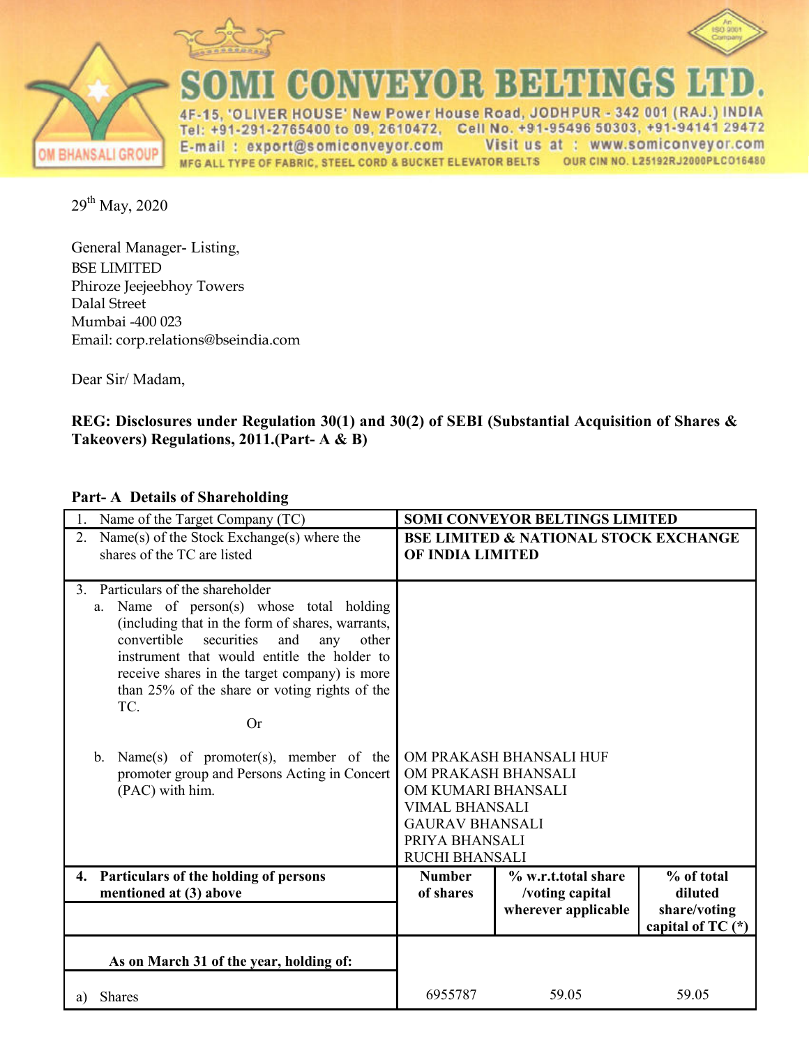# SOMI CONVEYOR BELTINGS LTD.

4F-15, 'OLIVER HOUSE' New Power House Road, JODHPUR - 342 001 (RAJ.) INDIA
Tel: +91-291-2765400 to 09, 2610472, Cell No. +91-95496 50303, +91-94141 29472
E-mail : export@somiconveyor.com Visit us at : www.somiconveyor.com
MFG ALL TYPE OF FABRIC, STEEL CORD & BUCKET ELEVATOR BELTS OUR CIN NO. L25192RJ2000PLC016480

OM BHANSALI GROUP

29th May, 2020

General Manager- Listing,
BSE LIMITED
Phiroze Jeejeebhoy Towers
Dalal Street
Mumbai -400 023
Email: corp.relations@bseindia.com

Dear Sir/ Madam,

**REG: Disclosures under Regulation 30(1) and 30(2) of SEBI (Substantial Acquisition of Shares & Takeovers) Regulations, 2011.(Part- A & B)**

**Part- A Details of Shareholding**

| | | | |
|---|---|---|---|
| 1. Name of the Target Company (TC) | **SOMI CONVEYOR BELTINGS LIMITED** | | |
| 2. Name(s) of the Stock Exchange(s) where the shares of the TC are listed | **BSE LIMITED & NATIONAL STOCK EXCHANGE OF INDIA LIMITED** | | |
| 3. Particulars of the shareholder<br>a. Name of person(s) whose total holding (including that in the form of shares, warrants, convertible securities and any other instrument that would entitle the holder to receive shares in the target company) is more than 25% of the share or voting rights of the TC.<br>Or<br>b. Name(s) of promoter(s), member of the promoter group and Persons Acting in Concert (PAC) with him. | OM PRAKASH BHANSALI HUF<br>OM PRAKASH BHANSALI<br>OM KUMARI BHANSALI<br>VIMAL BHANSALI<br>GAURAV BHANSALI<br>PRIYA BHANSALI<br>RUCHI BHANSALI | | |
| **4. Particulars of the holding of persons mentioned at (3) above** | **Number of shares** | **% w.r.t.total share /voting capital wherever applicable** | **% of total diluted share/voting capital of TC (*)** |
| **As on March 31 of the year, holding of:** | | | |
| a) Shares | 6955787 | 59.05 | 59.05 |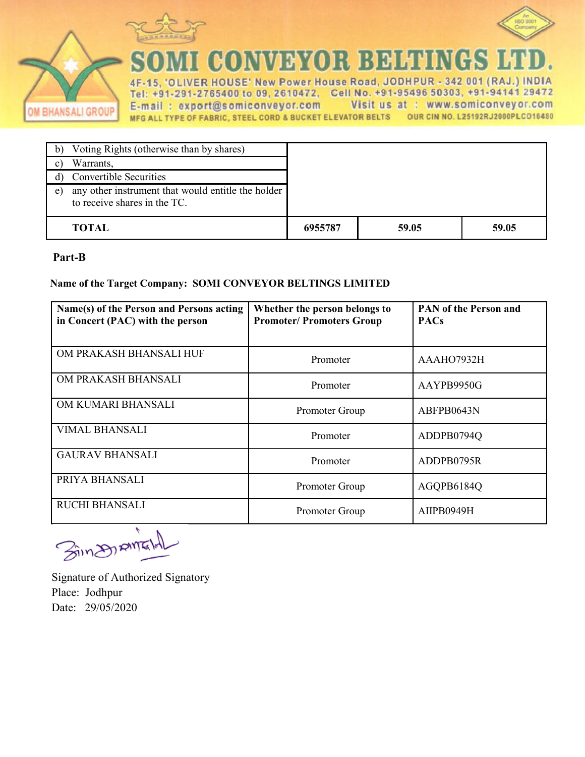| | | | |
|---|---|---|---|
| b) Voting Rights (otherwise than by shares) | | | |
| c) Warrants, | | | |
| d) Convertible Securities | | | |
| e) any other instrument that would entitle the holder to receive shares in the TC. | | | |
| **TOTAL** | **6955787** | **59.05** | **59.05** |

**Part-B**

**Name of the Target Company: SOMI CONVEYOR BELTINGS LIMITED**

| Name(s) of the Person and Persons acting in Concert (PAC) with the person | Whether the person belongs to Promoter/ Promoters Group | PAN of the Person and PACs |
|---|---|---|
| OM PRAKASH BHANSALI HUF | Promoter | AAAHO7932H |
| OM PRAKASH BHANSALI | Promoter | AAYPB9950G |
| OM KUMARI BHANSALI | Promoter Group | ABFPB0643N |
| VIMAL BHANSALI | Promoter | ADDPB0794Q |
| GAURAV BHANSALI | Promoter | ADDPB0795R |
| PRIYA BHANSALI | Promoter Group | AGQPB6184Q |
| RUCHI BHANSALI | Promoter Group | AIIPB0949H |

Signature of Authorized Signatory
Place: Jodhpur
Date: 29/05/2020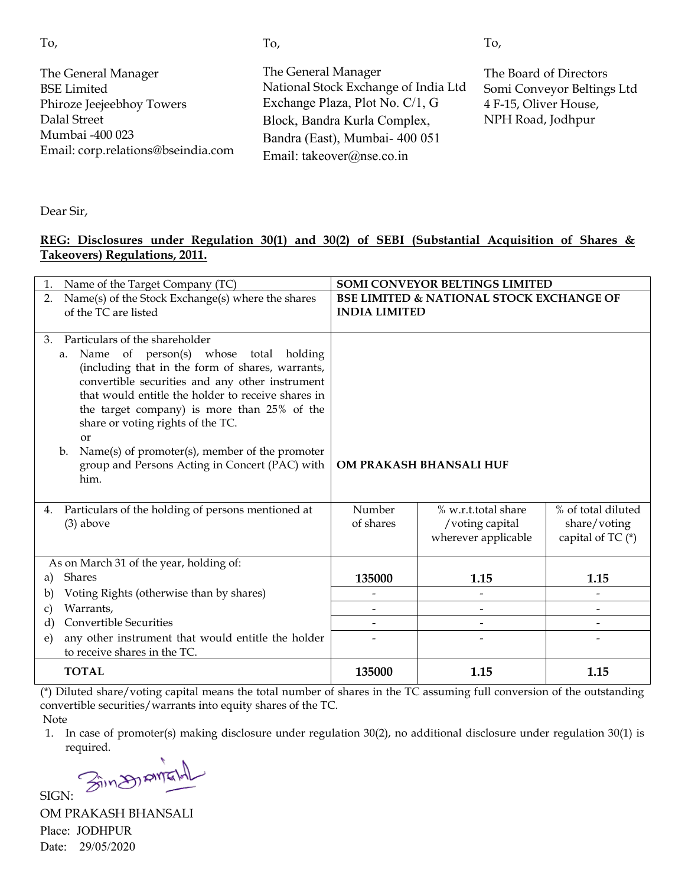To,

The General Manager
BSE Limited
Phiroze Jeejeebhoy Towers
Dalal Street
Mumbai -400 023
Email: corp.relations@bseindia.com

To,

The General Manager
National Stock Exchange of India Ltd
Exchange Plaza, Plot No. C/1, G
Block, Bandra Kurla Complex,
Bandra (East), Mumbai- 400 051
Email: takeover@nse.co.in

To,

The Board of Directors
Somi Conveyor Beltings Ltd
4 F-15, Oliver House,
NPH Road, Jodhpur

Dear Sir,

**REG: Disclosures under Regulation 30(1) and 30(2) of SEBI (Substantial Acquisition of Shares & Takeovers) Regulations, 2011.**

| | | | |
|---|---|---|---|
| 1. Name of the Target Company (TC) | **SOMI CONVEYOR BELTINGS LIMITED** | | |
| 2. Name(s) of the Stock Exchange(s) where the shares of the TC are listed | **BSE LIMITED & NATIONAL STOCK EXCHANGE OF INDIA LIMITED** | | |
| 3. Particulars of the shareholder<br>a. Name of person(s) whose total holding (including that in the form of shares, warrants, convertible securities and any other instrument that would entitle the holder to receive shares in the target company) is more than 25% of the share or voting rights of the TC.<br>or<br>b. Name(s) of promoter(s), member of the promoter group and Persons Acting in Concert (PAC) with him. | **OM PRAKASH BHANSALI HUF** | | |
| 4. Particulars of the holding of persons mentioned at (3) above | Number of shares | % w.r.t.total share /voting capital wherever applicable | % of total diluted share/voting capital of TC (*) |
| As on March 31 of the year, holding of: | | | |
| a) Shares | **135000** | **1.15** | **1.15** |
| b) Voting Rights (otherwise than by shares) | - | - | - |
| c) Warrants, | - | - | - |
| d) Convertible Securities | - | - | - |
| e) any other instrument that would entitle the holder to receive shares in the TC. | - | - | - |
| **TOTAL** | **135000** | **1.15** | **1.15** |

(*) Diluted share/voting capital means the total number of shares in the TC assuming full conversion of the outstanding convertible securities/warrants into equity shares of the TC.

Note

1. In case of promoter(s) making disclosure under regulation 30(2), no additional disclosure under regulation 30(1) is required.

SIGN:

OM PRAKASH BHANSALI

Place: JODHPUR

Date: 29/05/2020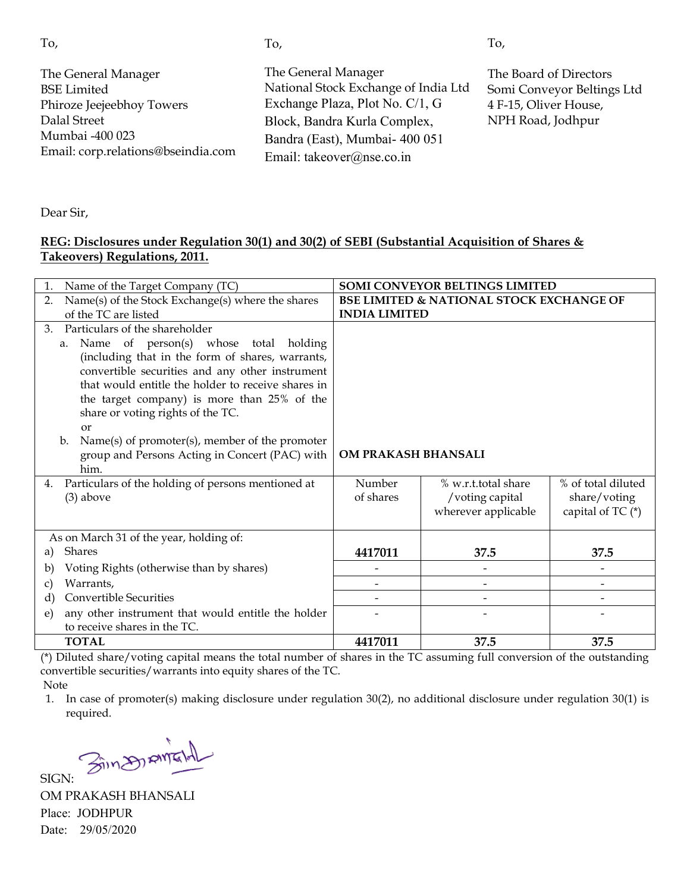To,

The General Manager
BSE Limited
Phiroze Jeejeebhoy Towers
Dalal Street
Mumbai -400 023
Email: corp.relations@bseindia.com

To,

The General Manager
National Stock Exchange of India Ltd
Exchange Plaza, Plot No. C/1, G
Block, Bandra Kurla Complex,
Bandra (East), Mumbai- 400 051
Email: takeover@nse.co.in

To,

The Board of Directors
Somi Conveyor Beltings Ltd
4 F-15, Oliver House,
NPH Road, Jodhpur

Dear Sir,

**REG: Disclosures under Regulation 30(1) and 30(2) of SEBI (Substantial Acquisition of Shares & Takeovers) Regulations, 2011.**

| | | | |
|---|---|---|---|
| 1. Name of the Target Company (TC) | **SOMI CONVEYOR BELTINGS LIMITED** | | |
| 2. Name(s) of the Stock Exchange(s) where the shares of the TC are listed | **BSE LIMITED & NATIONAL STOCK EXCHANGE OF INDIA LIMITED** | | |
| 3. Particulars of the shareholder<br>a. Name of person(s) whose total holding (including that in the form of shares, warrants, convertible securities and any other instrument that would entitle the holder to receive shares in the target company) is more than 25% of the share or voting rights of the TC.<br>or<br>b. Name(s) of promoter(s), member of the promoter group and Persons Acting in Concert (PAC) with him. | **OM PRAKASH BHANSALI** | | |
| 4. Particulars of the holding of persons mentioned at (3) above | Number of shares | % w.r.t.total share /voting capital wherever applicable | % of total diluted share/voting capital of TC (*) |
| As on March 31 of the year, holding of:<br>a) Shares | **4417011** | **37.5** | **37.5** |
| b) Voting Rights (otherwise than by shares) | - | - | - |
| c) Warrants, | - | - | - |
| d) Convertible Securities | - | - | - |
| e) any other instrument that would entitle the holder to receive shares in the TC. | - | - | - |
| **TOTAL** | **4417011** | **37.5** | **37.5** |

(*) Diluted share/voting capital means the total number of shares in the TC assuming full conversion of the outstanding convertible securities/warrants into equity shares of the TC.

Note

1. In case of promoter(s) making disclosure under regulation 30(2), no additional disclosure under regulation 30(1) is required.

SIGN:

OM PRAKASH BHANSALI
Place: JODHPUR
Date: 29/05/2020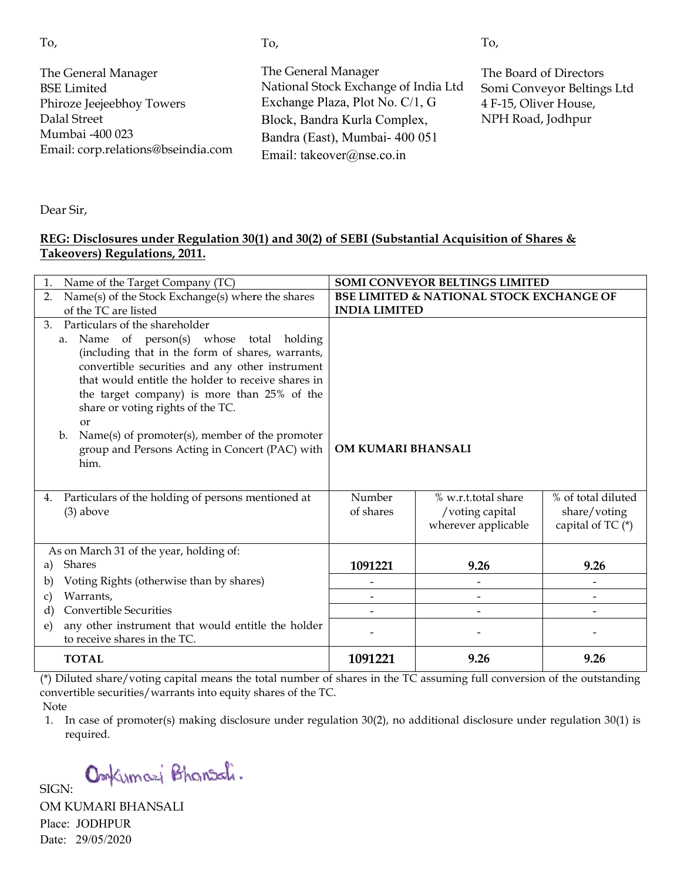To,

The General Manager
BSE Limited
Phiroze Jeejeebhoy Towers
Dalal Street
Mumbai -400 023
Email: corp.relations@bseindia.com

To,

The General Manager
National Stock Exchange of India Ltd
Exchange Plaza, Plot No. C/1, G Block, Bandra Kurla Complex,
Bandra (East), Mumbai- 400 051
Email: takeover@nse.co.in

To,

The Board of Directors
Somi Conveyor Beltings Ltd
4 F-15, Oliver House,
NPH Road, Jodhpur

Dear Sir,

**REG: Disclosures under Regulation 30(1) and 30(2) of SEBI (Substantial Acquisition of Shares & Takeovers) Regulations, 2011.**

| | | | |
|---|---|---|---|
| 1. Name of the Target Company (TC) | **SOMI CONVEYOR BELTINGS LIMITED** | | |
| 2. Name(s) of the Stock Exchange(s) where the shares of the TC are listed | **BSE LIMITED & NATIONAL STOCK EXCHANGE OF INDIA LIMITED** | | |
| 3. Particulars of the shareholder<br>a. Name of person(s) whose total holding (including that in the form of shares, warrants, convertible securities and any other instrument that would entitle the holder to receive shares in the target company) is more than 25% of the share or voting rights of the TC.<br>or<br>b. Name(s) of promoter(s), member of the promoter group and Persons Acting in Concert (PAC) with him. | **OM KUMARI BHANSALI** | | |
| 4. Particulars of the holding of persons mentioned at (3) above | Number of shares | % w.r.t.total share /voting capital wherever applicable | % of total diluted share/voting capital of TC (*) |
| As on March 31 of the year, holding of:<br>a) Shares | **1091221** | **9.26** | **9.26** |
| b) Voting Rights (otherwise than by shares) | - | - | - |
| c) Warrants, | - | - | - |
| d) Convertible Securities | - | - | - |
| e) any other instrument that would entitle the holder to receive shares in the TC. | - | - | - |
| **TOTAL** | **1091221** | **9.26** | **9.26** |

(*) Diluted share/voting capital means the total number of shares in the TC assuming full conversion of the outstanding convertible securities/warrants into equity shares of the TC.

Note

1. In case of promoter(s) making disclosure under regulation 30(2), no additional disclosure under regulation 30(1) is required.

SIGN: Omkumari Bhansali.

OM KUMARI BHANSALI
Place: JODHPUR
Date: 29/05/2020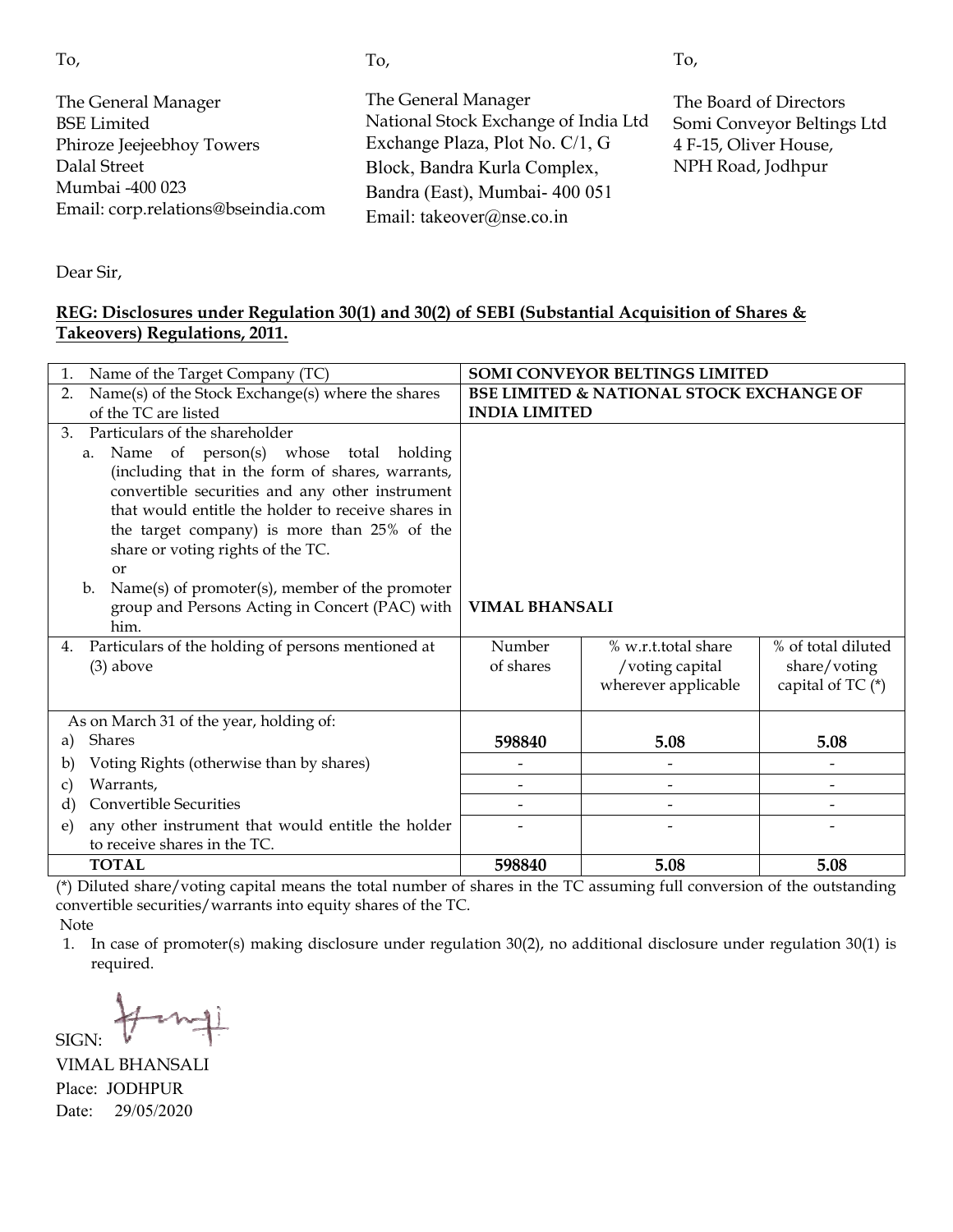To,

The General Manager
BSE Limited
Phiroze Jeejeebhoy Towers
Dalal Street
Mumbai -400 023
Email: corp.relations@bseindia.com

To,

The General Manager
National Stock Exchange of India Ltd
Exchange Plaza, Plot No. C/1, G
Block, Bandra Kurla Complex,
Bandra (East), Mumbai- 400 051
Email: takeover@nse.co.in

To,

The Board of Directors
Somi Conveyor Beltings Ltd
4 F-15, Oliver House,
NPH Road, Jodhpur

Dear Sir,

**REG: Disclosures under Regulation 30(1) and 30(2) of SEBI (Substantial Acquisition of Shares & Takeovers) Regulations, 2011.**

| | | | |
|---|---|---|---|
| 1. Name of the Target Company (TC) | **SOMI CONVEYOR BELTINGS LIMITED** | | |
| 2. Name(s) of the Stock Exchange(s) where the shares of the TC are listed | **BSE LIMITED & NATIONAL STOCK EXCHANGE OF INDIA LIMITED** | | |
| 3. Particulars of the shareholder<br>a. Name of person(s) whose total holding (including that in the form of shares, warrants, convertible securities and any other instrument that would entitle the holder to receive shares in the target company) is more than 25% of the share or voting rights of the TC.<br>or<br>b. Name(s) of promoter(s), member of the promoter group and Persons Acting in Concert (PAC) with him. | **VIMAL BHANSALI** | | |
| 4. Particulars of the holding of persons mentioned at (3) above | Number of shares | % w.r.t.total share /voting capital wherever applicable | % of total diluted share/voting capital of TC (*) |
| As on March 31 of the year, holding of:<br>a) Shares | **598840** | **5.08** | **5.08** |
| b) Voting Rights (otherwise than by shares) | - | - | - |
| c) Warrants, | - | - | - |
| d) Convertible Securities | - | - | - |
| e) any other instrument that would entitle the holder to receive shares in the TC. | - | - | - |
| **TOTAL** | **598840** | **5.08** | **5.08** |

(*) Diluted share/voting capital means the total number of shares in the TC assuming full conversion of the outstanding convertible securities/warrants into equity shares of the TC.

Note

1. In case of promoter(s) making disclosure under regulation 30(2), no additional disclosure under regulation 30(1) is required.

SIGN:

VIMAL BHANSALI
Place: JODHPUR
Date: 29/05/2020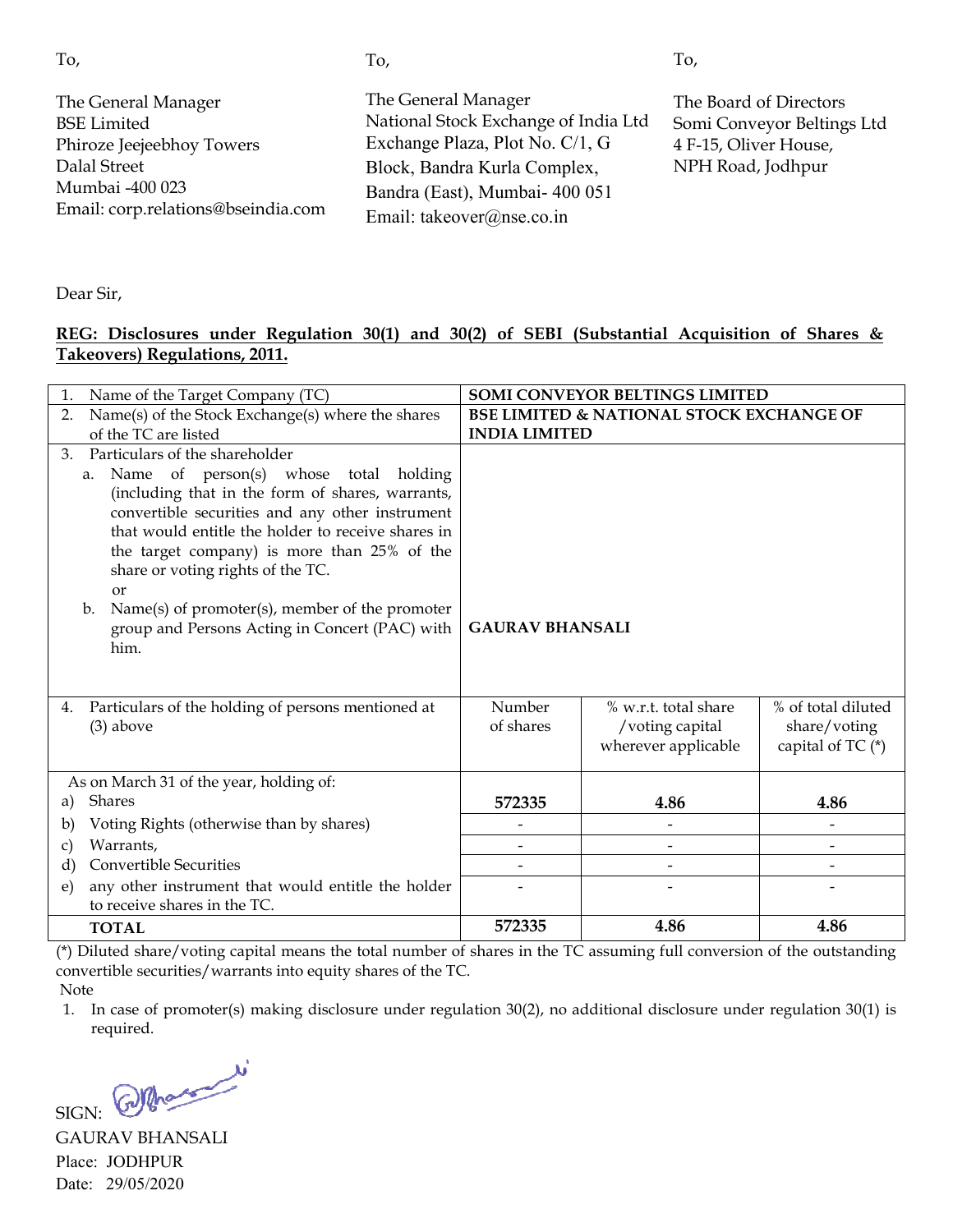To,

The General Manager
BSE Limited
Phiroze Jeejeebhoy Towers
Dalal Street
Mumbai -400 023
Email: corp.relations@bseindia.com

To,

The General Manager
National Stock Exchange of India Ltd
Exchange Plaza, Plot No. C/1, G
Block, Bandra Kurla Complex,
Bandra (East), Mumbai- 400 051
Email: takeover@nse.co.in

To,

The Board of Directors
Somi Conveyor Beltings Ltd
4 F-15, Oliver House,
NPH Road, Jodhpur

Dear Sir,

**REG: Disclosures under Regulation 30(1) and 30(2) of SEBI (Substantial Acquisition of Shares & Takeovers) Regulations, 2011.**

| 1. Name of the Target Company (TC) | **SOMI CONVEYOR BELTINGS LIMITED** | | |
|---|---|---|---|
| 2. Name(s) of the Stock Exchange(s) where the shares of the TC are listed | **BSE LIMITED & NATIONAL STOCK EXCHANGE OF INDIA LIMITED** | | |
| 3. Particulars of the shareholder<br>a. Name of person(s) whose total holding (including that in the form of shares, warrants, convertible securities and any other instrument that would entitle the holder to receive shares in the target company) is more than 25% of the share or voting rights of the TC.<br>or<br>b. Name(s) of promoter(s), member of the promoter group and Persons Acting in Concert (PAC) with him. | **GAURAV BHANSALI** | | |
| 4. Particulars of the holding of persons mentioned at (3) above | Number of shares | % w.r.t. total share /voting capital wherever applicable | % of total diluted share/voting capital of TC (*) |
| As on March 31 of the year, holding of: | | | |
| a) Shares | **572335** | **4.86** | **4.86** |
| b) Voting Rights (otherwise than by shares) | - | - | - |
| c) Warrants, | - | - | - |
| d) Convertible Securities | - | - | - |
| e) any other instrument that would entitle the holder to receive shares in the TC. | - | - | - |
| **TOTAL** | **572335** | **4.86** | **4.86** |

(*) Diluted share/voting capital means the total number of shares in the TC assuming full conversion of the outstanding convertible securities/warrants into equity shares of the TC.

Note

1. In case of promoter(s) making disclosure under regulation 30(2), no additional disclosure under regulation 30(1) is required.

SIGN:

GAURAV BHANSALI
Place: JODHPUR
Date: 29/05/2020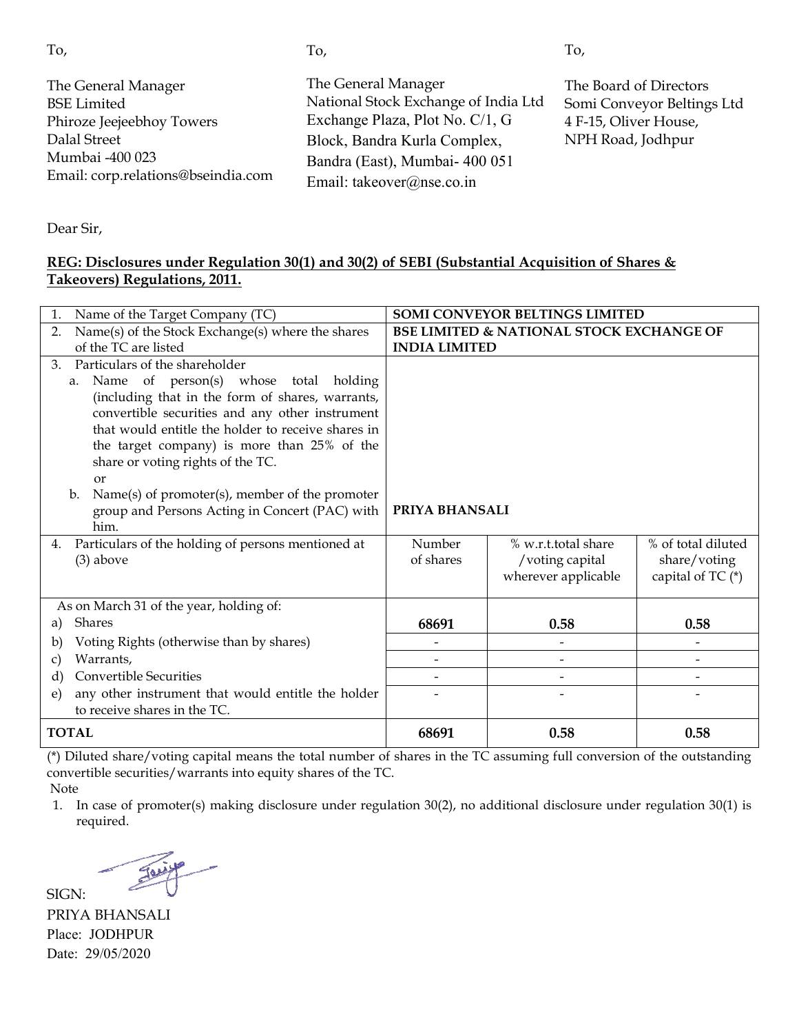To,

The General Manager
BSE Limited
Phiroze Jeejeebhoy Towers
Dalal Street
Mumbai -400 023
Email: corp.relations@bseindia.com

To,

The General Manager
National Stock Exchange of India Ltd
Exchange Plaza, Plot No. C/1, G
Block, Bandra Kurla Complex,
Bandra (East), Mumbai- 400 051
Email: takeover@nse.co.in

To,

The Board of Directors
Somi Conveyor Beltings Ltd
4 F-15, Oliver House,
NPH Road, Jodhpur

Dear Sir,

**REG: Disclosures under Regulation 30(1) and 30(2) of SEBI (Substantial Acquisition of Shares & Takeovers) Regulations, 2011.**

| | | | |
|---|---|---|---|
| 1. Name of the Target Company (TC) | **SOMI CONVEYOR BELTINGS LIMITED** | | |
| 2. Name(s) of the Stock Exchange(s) where the shares of the TC are listed | **BSE LIMITED & NATIONAL STOCK EXCHANGE OF INDIA LIMITED** | | |
| 3. Particulars of the shareholder<br>a. Name of person(s) whose total holding (including that in the form of shares, warrants, convertible securities and any other instrument that would entitle the holder to receive shares in the target company) is more than 25% of the share or voting rights of the TC.<br>or<br>b. Name(s) of promoter(s), member of the promoter group and Persons Acting in Concert (PAC) with him. | **PRIYA BHANSALI** | | |
| 4. Particulars of the holding of persons mentioned at (3) above | Number of shares | % w.r.t.total share /voting capital wherever applicable | % of total diluted share/voting capital of TC (*) |
| As on March 31 of the year, holding of: | | | |
| a) Shares | **68691** | **0.58** | **0.58** |
| b) Voting Rights (otherwise than by shares) | - | - | - |
| c) Warrants, | - | - | - |
| d) Convertible Securities | - | - | - |
| e) any other instrument that would entitle the holder to receive shares in the TC. | - | - | - |
| **TOTAL** | **68691** | **0.58** | **0.58** |

(*) Diluted share/voting capital means the total number of shares in the TC assuming full conversion of the outstanding convertible securities/warrants into equity shares of the TC.

Note

1. In case of promoter(s) making disclosure under regulation 30(2), no additional disclosure under regulation 30(1) is required.

SIGN:

PRIYA BHANSALI
Place: JODHPUR
Date: 29/05/2020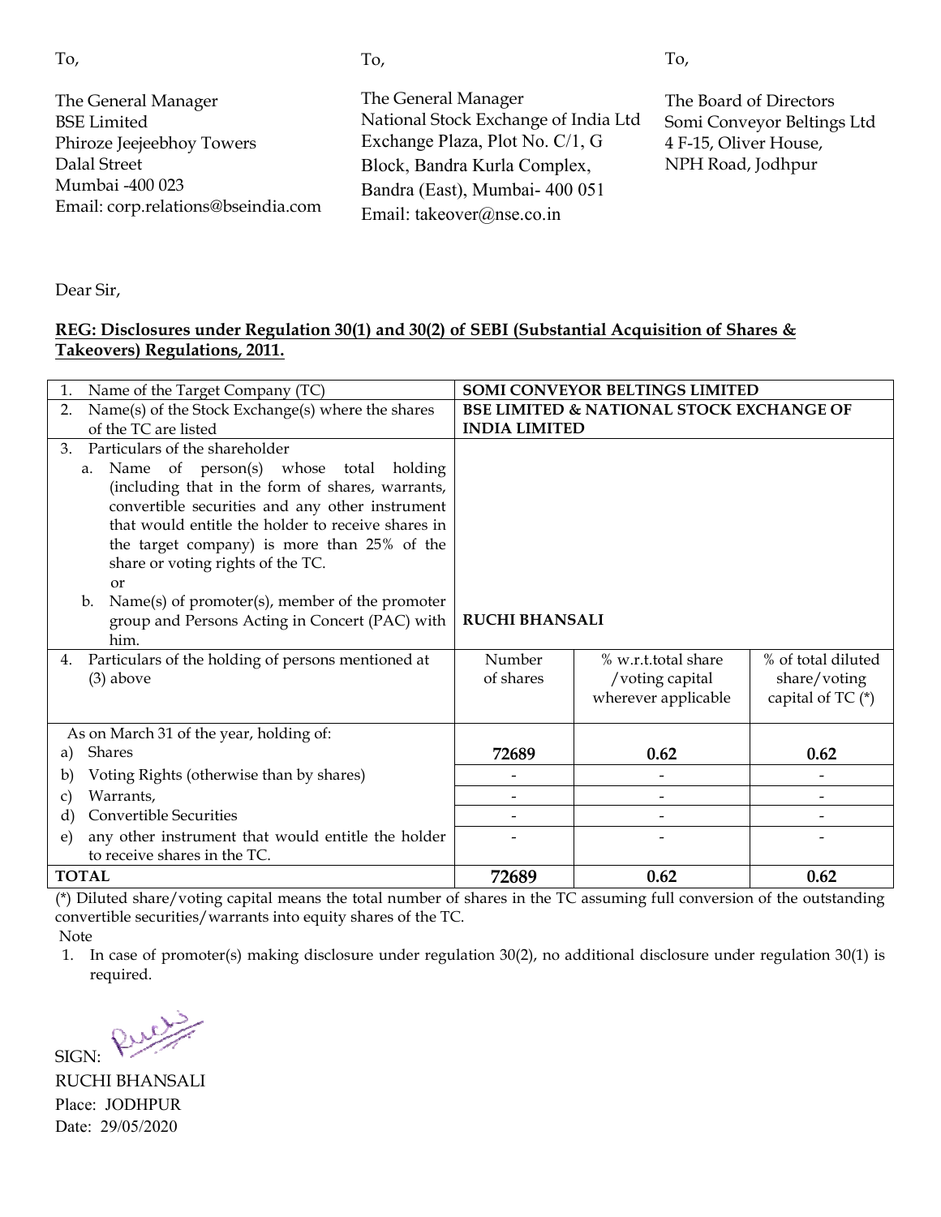To,

The General Manager
BSE Limited
Phiroze Jeejeebhoy Towers
Dalal Street
Mumbai -400 023
Email: corp.relations@bseindia.com

To,

The General Manager
National Stock Exchange of India Ltd
Exchange Plaza, Plot No. C/1, G Block, Bandra Kurla Complex,
Bandra (East), Mumbai- 400 051
Email: takeover@nse.co.in

To,

The Board of Directors
Somi Conveyor Beltings Ltd
4 F-15, Oliver House,
NPH Road, Jodhpur

Dear Sir,

**REG: Disclosures under Regulation 30(1) and 30(2) of SEBI (Substantial Acquisition of Shares & Takeovers) Regulations, 2011.**

| | | | |
|---|---|---|---|
| 1. Name of the Target Company (TC) | **SOMI CONVEYOR BELTINGS LIMITED** | | |
| 2. Name(s) of the Stock Exchange(s) where the shares of the TC are listed | **BSE LIMITED & NATIONAL STOCK EXCHANGE OF INDIA LIMITED** | | |
| 3. Particulars of the shareholder<br>a. Name of person(s) whose total holding (including that in the form of shares, warrants, convertible securities and any other instrument that would entitle the holder to receive shares in the target company) is more than 25% of the share or voting rights of the TC.<br>or<br>b. Name(s) of promoter(s), member of the promoter group and Persons Acting in Concert (PAC) with him. | **RUCHI BHANSALI** | | |
| 4. Particulars of the holding of persons mentioned at (3) above | Number of shares | % w.r.t.total share /voting capital wherever applicable | % of total diluted share/voting capital of TC (*) |
| As on March 31 of the year, holding of:<br>a) Shares | **72689** | **0.62** | **0.62** |
| b) Voting Rights (otherwise than by shares) | - | - | - |
| c) Warrants, | - | - | - |
| d) Convertible Securities | - | - | - |
| e) any other instrument that would entitle the holder to receive shares in the TC. | - | - | - |
| **TOTAL** | **72689** | **0.62** | **0.62** |

(*) Diluted share/voting capital means the total number of shares in the TC assuming full conversion of the outstanding convertible securities/warrants into equity shares of the TC.

Note

1. In case of promoter(s) making disclosure under regulation 30(2), no additional disclosure under regulation 30(1) is required.

SIGN:

RUCHI BHANSALI
Place: JODHPUR
Date: 29/05/2020